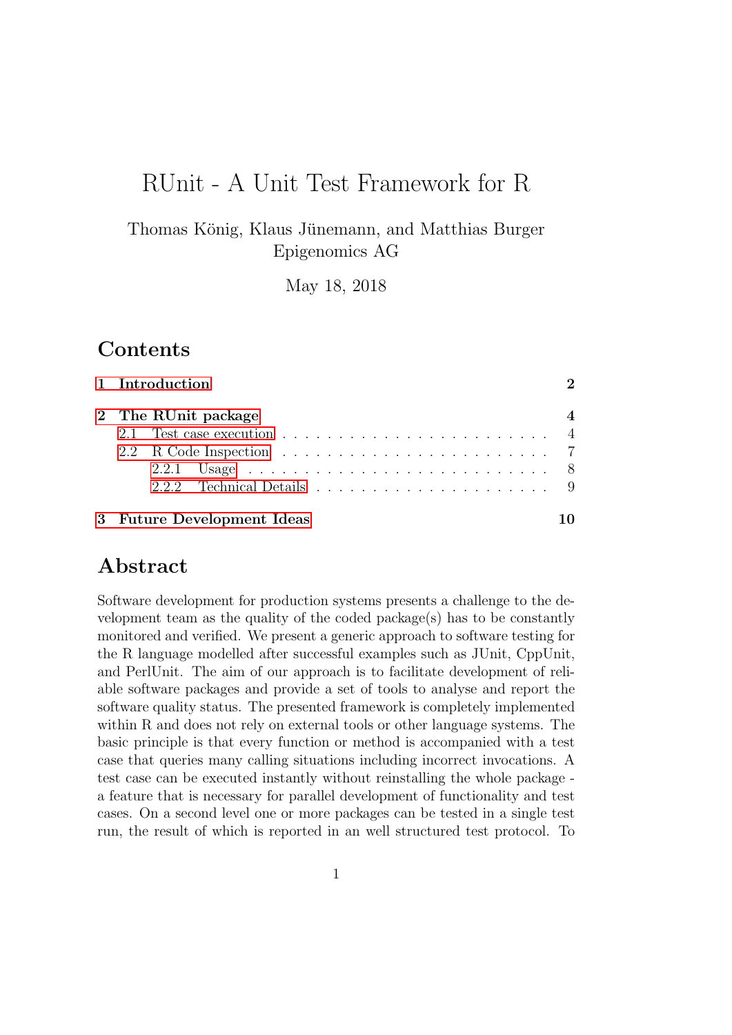# RUnit - A Unit Test Framework for R

Thomas König, Klaus Jünemann, and Matthias Burger
Epigenomics AG

May 18, 2018

## Contents

- 1 Introduction ... 2
- 2 The RUnit package ... 4
  - 2.1 Test case execution ... 4
  - 2.2 R Code Inspection ... 7
    - 2.2.1 Usage ... 8
    - 2.2.2 Technical Details ... 9
- 3 Future Development Ideas ... 10

## Abstract

Software development for production systems presents a challenge to the development team as the quality of the coded package(s) has to be constantly monitored and verified. We present a generic approach to software testing for the R language modelled after successful examples such as JUnit, CppUnit, and PerlUnit. The aim of our approach is to facilitate development of reliable software packages and provide a set of tools to analyse and report the software quality status. The presented framework is completely implemented within R and does not rely on external tools or other language systems. The basic principle is that every function or method is accompanied with a test case that queries many calling situations including incorrect invocations. A test case can be executed instantly without reinstalling the whole package - a feature that is necessary for parallel development of functionality and test cases. On a second level one or more packages can be tested in a single test run, the result of which is reported in an well structured test protocol. To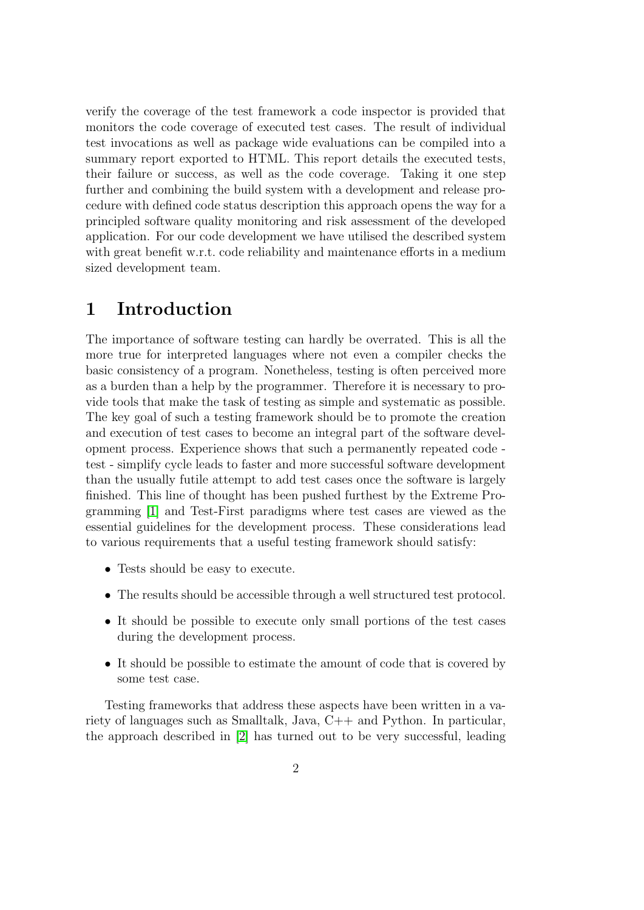verify the coverage of the test framework a code inspector is provided that monitors the code coverage of executed test cases. The result of individual test invocations as well as package wide evaluations can be compiled into a summary report exported to HTML. This report details the executed tests, their failure or success, as well as the code coverage. Taking it one step further and combining the build system with a development and release procedure with defined code status description this approach opens the way for a principled software quality monitoring and risk assessment of the developed application. For our code development we have utilised the described system with great benefit w.r.t. code reliability and maintenance efforts in a medium sized development team.

# 1 Introduction

The importance of software testing can hardly be overrated. This is all the more true for interpreted languages where not even a compiler checks the basic consistency of a program. Nonetheless, testing is often perceived more as a burden than a help by the programmer. Therefore it is necessary to provide tools that make the task of testing as simple and systematic as possible. The key goal of such a testing framework should be to promote the creation and execution of test cases to become an integral part of the software development process. Experience shows that such a permanently repeated code - test - simplify cycle leads to faster and more successful software development than the usually futile attempt to add test cases once the software is largely finished. This line of thought has been pushed furthest by the Extreme Programming [1] and Test-First paradigms where test cases are viewed as the essential guidelines for the development process. These considerations lead to various requirements that a useful testing framework should satisfy:

- Tests should be easy to execute.
- The results should be accessible through a well structured test protocol.
- It should be possible to execute only small portions of the test cases during the development process.
- It should be possible to estimate the amount of code that is covered by some test case.

Testing frameworks that address these aspects have been written in a variety of languages such as Smalltalk, Java, C++ and Python. In particular, the approach described in [2] has turned out to be very successful, leading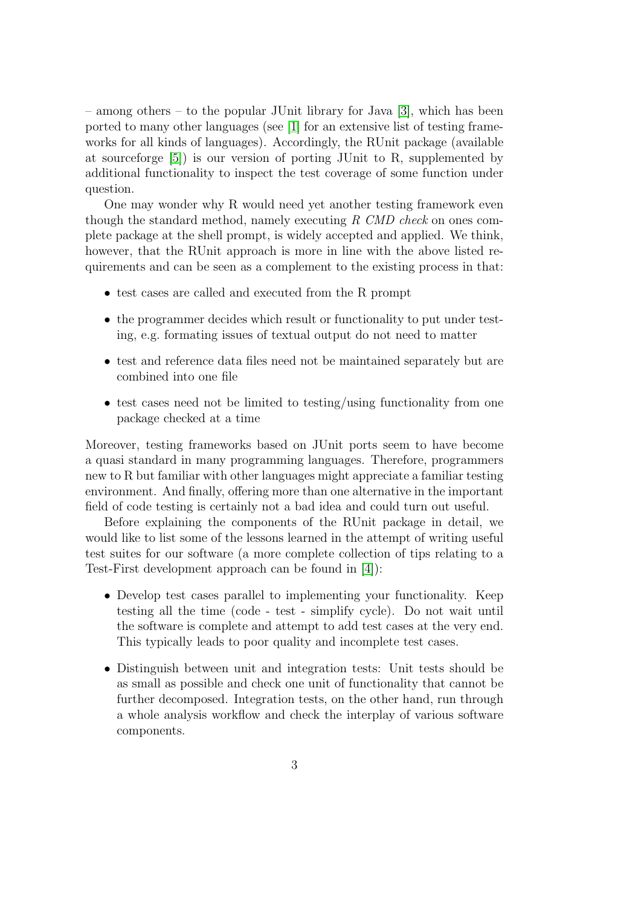– among others – to the popular JUnit library for Java [3], which has been ported to many other languages (see [1] for an extensive list of testing frameworks for all kinds of languages). Accordingly, the RUnit package (available at sourceforge [5]) is our version of porting JUnit to R, supplemented by additional functionality to inspect the test coverage of some function under question.

One may wonder why R would need yet another testing framework even though the standard method, namely executing *R CMD check* on ones complete package at the shell prompt, is widely accepted and applied. We think, however, that the RUnit approach is more in line with the above listed requirements and can be seen as a complement to the existing process in that:

- test cases are called and executed from the R prompt
- the programmer decides which result or functionality to put under testing, e.g. formating issues of textual output do not need to matter
- test and reference data files need not be maintained separately but are combined into one file
- test cases need not be limited to testing/using functionality from one package checked at a time

Moreover, testing frameworks based on JUnit ports seem to have become a quasi standard in many programming languages. Therefore, programmers new to R but familiar with other languages might appreciate a familiar testing environment. And finally, offering more than one alternative in the important field of code testing is certainly not a bad idea and could turn out useful.

Before explaining the components of the RUnit package in detail, we would like to list some of the lessons learned in the attempt of writing useful test suites for our software (a more complete collection of tips relating to a Test-First development approach can be found in [4]):

- Develop test cases parallel to implementing your functionality. Keep testing all the time (code - test - simplify cycle). Do not wait until the software is complete and attempt to add test cases at the very end. This typically leads to poor quality and incomplete test cases.
- Distinguish between unit and integration tests: Unit tests should be as small as possible and check one unit of functionality that cannot be further decomposed. Integration tests, on the other hand, run through a whole analysis workflow and check the interplay of various software components.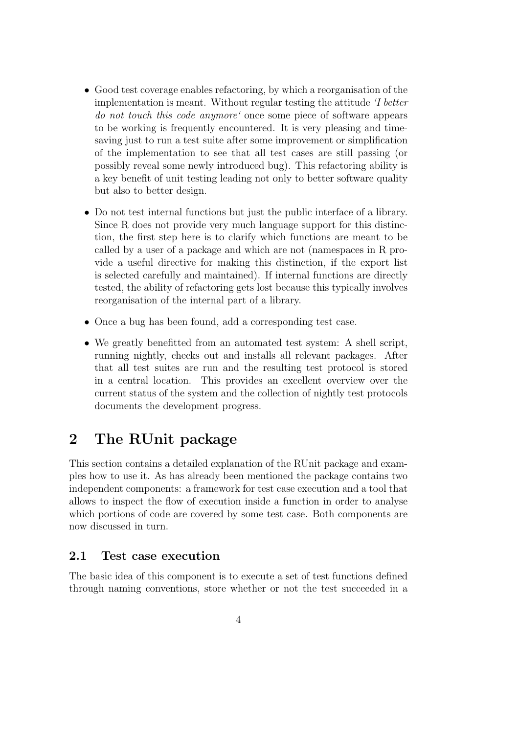- Good test coverage enables refactoring, by which a reorganisation of the implementation is meant. Without regular testing the attitude *'I better do not touch this code anymore'* once some piece of software appears to be working is frequently encountered. It is very pleasing and time-saving just to run a test suite after some improvement or simplification of the implementation to see that all test cases are still passing (or possibly reveal some newly introduced bug). This refactoring ability is a key benefit of unit testing leading not only to better software quality but also to better design.
- Do not test internal functions but just the public interface of a library. Since R does not provide very much language support for this distinction, the first step here is to clarify which functions are meant to be called by a user of a package and which are not (namespaces in R provide a useful directive for making this distinction, if the export list is selected carefully and maintained). If internal functions are directly tested, the ability of refactoring gets lost because this typically involves reorganisation of the internal part of a library.
- Once a bug has been found, add a corresponding test case.
- We greatly benefitted from an automated test system: A shell script, running nightly, checks out and installs all relevant packages. After that all test suites are run and the resulting test protocol is stored in a central location. This provides an excellent overview over the current status of the system and the collection of nightly test protocols documents the development progress.

# 2 The RUnit package

This section contains a detailed explanation of the RUnit package and examples how to use it. As has already been mentioned the package contains two independent components: a framework for test case execution and a tool that allows to inspect the flow of execution inside a function in order to analyse which portions of code are covered by some test case. Both components are now discussed in turn.

## 2.1 Test case execution

The basic idea of this component is to execute a set of test functions defined through naming conventions, store whether or not the test succeeded in a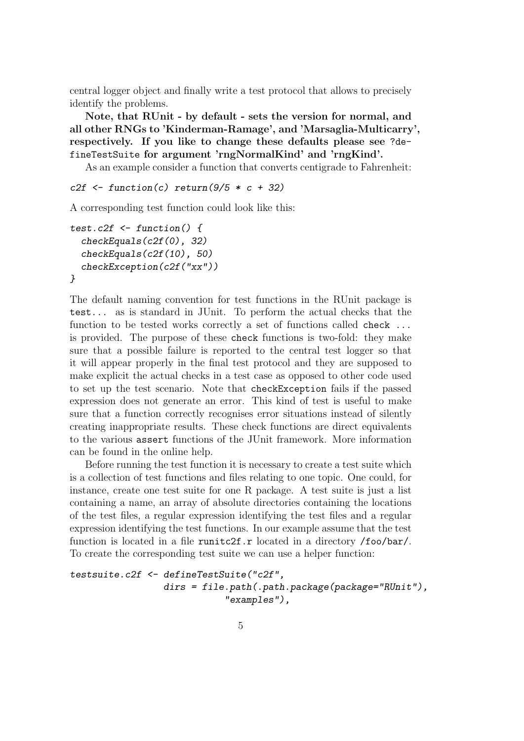central logger object and finally write a test protocol that allows to precisely identify the problems.

**Note, that RUnit - by default - sets the version for normal, and all other RNGs to 'Kinderman-Ramage', and 'Marsaglia-Multicarry', respectively. If you like to change these defaults please see** `?defineTestSuite` **for argument 'rngNormalKind' and 'rngKind'.**

As an example consider a function that converts centigrade to Fahrenheit:

```
c2f <- function(c) return(9/5 * c + 32)
```

A corresponding test function could look like this:

```
test.c2f <- function() {
  checkEquals(c2f(0), 32)
  checkEquals(c2f(10), 50)
  checkException(c2f("xx"))
}
```

The default naming convention for test functions in the RUnit package is `test...` as is standard in JUnit. To perform the actual checks that the function to be tested works correctly a set of functions called `check ...` is provided. The purpose of these `check` functions is two-fold: they make sure that a possible failure is reported to the central test logger so that it will appear properly in the final test protocol and they are supposed to make explicit the actual checks in a test case as opposed to other code used to set up the test scenario. Note that `checkException` fails if the passed expression does not generate an error. This kind of test is useful to make sure that a function correctly recognises error situations instead of silently creating inappropriate results. These check functions are direct equivalents to the various `assert` functions of the JUnit framework. More information can be found in the online help.

Before running the test function it is necessary to create a test suite which is a collection of test functions and files relating to one topic. One could, for instance, create one test suite for one R package. A test suite is just a list containing a name, an array of absolute directories containing the locations of the test files, a regular expression identifying the test files and a regular expression identifying the test functions. In our example assume that the test function is located in a file `runitc2f.r` located in a directory `/foo/bar/`. To create the corresponding test suite we can use a helper function:

```
testsuite.c2f <- defineTestSuite("c2f",
                 dirs = file.path(.path.package(package="RUnit"),
                              "examples"),
```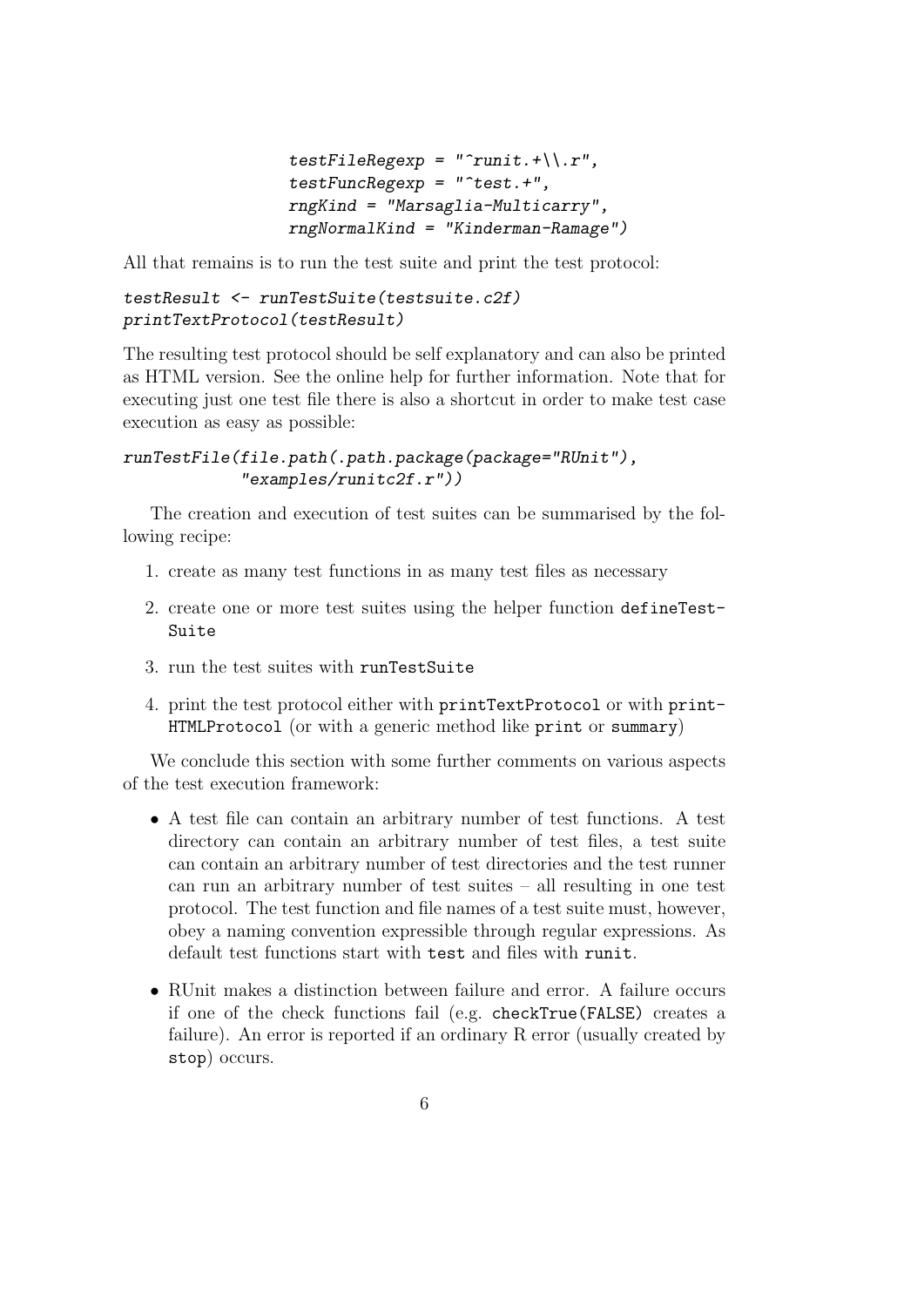```
                    testFileRegexp = "^runit.+\\.r",
                    testFuncRegexp = "^test.+",
                    rngKind = "Marsaglia-Multicarry",
                    rngNormalKind = "Kinderman-Ramage")
```

All that remains is to run the test suite and print the test protocol:

```
testResult <- runTestSuite(testsuite.c2f)
printTextProtocol(testResult)
```

The resulting test protocol should be self explanatory and can also be printed as HTML version. See the online help for further information. Note that for executing just one test file there is also a shortcut in order to make test case execution as easy as possible:

```
runTestFile(file.path(.path.package(package="RUnit"),
            "examples/runitc2f.r"))
```

The creation and execution of test suites can be summarised by the following recipe:

1. create as many test functions in as many test files as necessary
2. create one or more test suites using the helper function `defineTestSuite`
3. run the test suites with `runTestSuite`
4. print the test protocol either with `printTextProtocol` or with `printHTMLProtocol` (or with a generic method like `print` or `summary`)

We conclude this section with some further comments on various aspects of the test execution framework:

- A test file can contain an arbitrary number of test functions. A test directory can contain an arbitrary number of test files, a test suite can contain an arbitrary number of test directories and the test runner can run an arbitrary number of test suites – all resulting in one test protocol. The test function and file names of a test suite must, however, obey a naming convention expressible through regular expressions. As default test functions start with `test` and files with `runit`.
- RUnit makes a distinction between failure and error. A failure occurs if one of the check functions fail (e.g. `checkTrue(FALSE)` creates a failure). An error is reported if an ordinary R error (usually created by `stop`) occurs.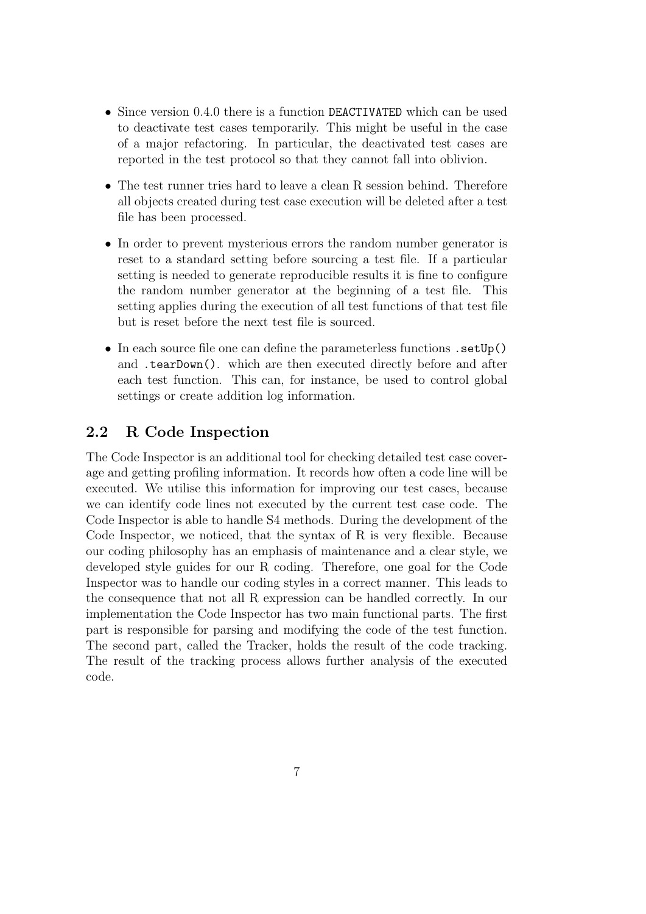- Since version 0.4.0 there is a function `DEACTIVATED` which can be used to deactivate test cases temporarily. This might be useful in the case of a major refactoring. In particular, the deactivated test cases are reported in the test protocol so that they cannot fall into oblivion.
- The test runner tries hard to leave a clean R session behind. Therefore all objects created during test case execution will be deleted after a test file has been processed.
- In order to prevent mysterious errors the random number generator is reset to a standard setting before sourcing a test file. If a particular setting is needed to generate reproducible results it is fine to configure the random number generator at the beginning of a test file. This setting applies during the execution of all test functions of that test file but is reset before the next test file is sourced.
- In each source file one can define the parameterless functions `.setUp()` and `.tearDown()`. which are then executed directly before and after each test function. This can, for instance, be used to control global settings or create addition log information.

## 2.2 R Code Inspection

The Code Inspector is an additional tool for checking detailed test case coverage and getting profiling information. It records how often a code line will be executed. We utilise this information for improving our test cases, because we can identify code lines not executed by the current test case code. The Code Inspector is able to handle S4 methods. During the development of the Code Inspector, we noticed, that the syntax of R is very flexible. Because our coding philosophy has an emphasis of maintenance and a clear style, we developed style guides for our R coding. Therefore, one goal for the Code Inspector was to handle our coding styles in a correct manner. This leads to the consequence that not all R expression can be handled correctly. In our implementation the Code Inspector has two main functional parts. The first part is responsible for parsing and modifying the code of the test function. The second part, called the Tracker, holds the result of the code tracking. The result of the tracking process allows further analysis of the executed code.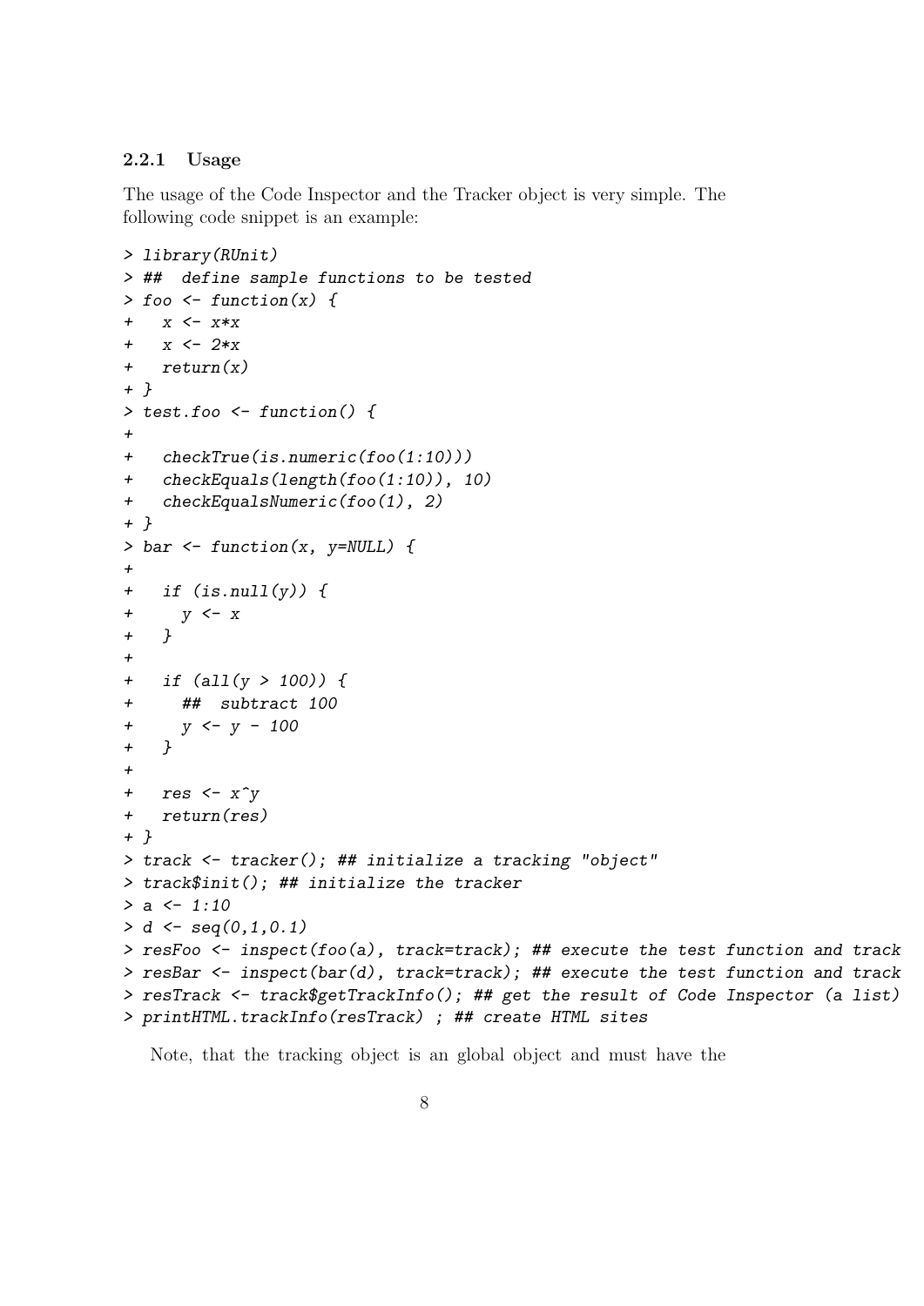### 2.2.1 Usage

The usage of the Code Inspector and the Tracker object is very simple. The following code snippet is an example:

```
> library(RUnit)
> ##  define sample functions to be tested
> foo <- function(x) {
+   x <- x*x
+   x <- 2*x
+   return(x)
+ }
> test.foo <- function() {
+
+   checkTrue(is.numeric(foo(1:10)))
+   checkEquals(length(foo(1:10)), 10)
+   checkEqualsNumeric(foo(1), 2)
+ }
> bar <- function(x, y=NULL) {
+
+   if (is.null(y)) {
+     y <- x
+   }
+
+   if (all(y > 100)) {
+     ##  subtract 100
+     y <- y - 100
+   }
+
+   res <- x^y
+   return(res)
+ }
> track <- tracker(); ## initialize a tracking "object"
> track$init(); ## initialize the tracker
> a <- 1:10
> d <- seq(0,1,0.1)
> resFoo <- inspect(foo(a), track=track); ## execute the test function and track
> resBar <- inspect(bar(d), track=track); ## execute the test function and track
> resTrack <- track$getTrackInfo(); ## get the result of Code Inspector (a list)
> printHTML.trackInfo(resTrack) ; ## create HTML sites
```

Note, that the tracking object is an global object and must have the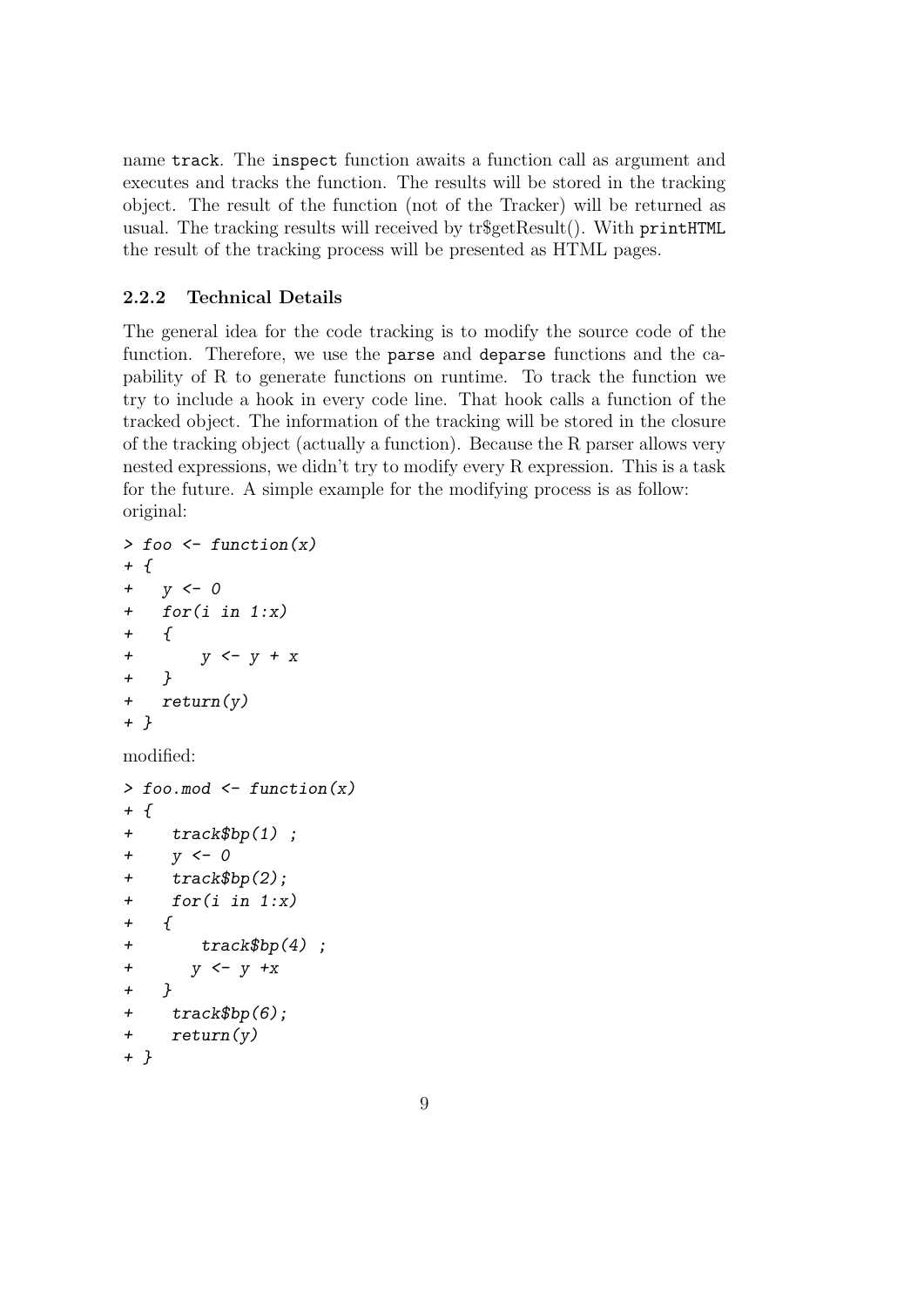name `track`. The `inspect` function awaits a function call as argument and executes and tracks the function. The results will be stored in the tracking object. The result of the function (not of the Tracker) will be returned as usual. The tracking results will received by tr$getResult(). With `printHTML` the result of the tracking process will be presented as HTML pages.

### 2.2.2 Technical Details

The general idea for the code tracking is to modify the source code of the function. Therefore, we use the `parse` and `deparse` functions and the capability of R to generate functions on runtime. To track the function we try to include a hook in every code line. That hook calls a function of the tracked object. The information of the tracking will be stored in the closure of the tracking object (actually a function). Because the R parser allows very nested expressions, we didn't try to modify every R expression. This is a task for the future. A simple example for the modifying process is as follow:
original:

```
> foo <- function(x)
+ {
+   y <- 0
+   for(i in 1:x)
+   {
+       y <- y + x
+   }
+   return(y)
+ }
```

modified:

```
> foo.mod <- function(x)
+ {
+    track$bp(1) ;
+    y <- 0
+    track$bp(2);
+    for(i in 1:x)
+   {
+        track$bp(4) ;
+      y <- y +x
+   }
+    track$bp(6);
+    return(y)
+ }
```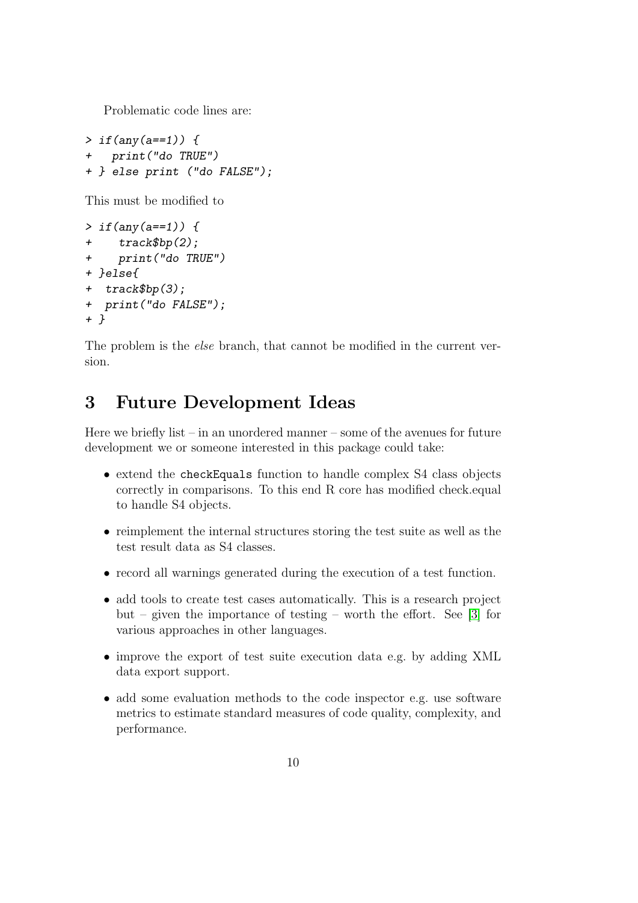Problematic code lines are:

```
> if(any(a==1)) {
+   print("do TRUE")
+ } else print ("do FALSE");
```

This must be modified to

```
> if(any(a==1)) {
+    track$bp(2);
+    print("do TRUE")
+ }else{
+  track$bp(3);
+  print("do FALSE");
+ }
```

The problem is the *else* branch, that cannot be modified in the current version.

# 3 Future Development Ideas

Here we briefly list – in an unordered manner – some of the avenues for future development we or someone interested in this package could take:

- extend the `checkEquals` function to handle complex S4 class objects correctly in comparisons. To this end R core has modified check.equal to handle S4 objects.
- reimplement the internal structures storing the test suite as well as the test result data as S4 classes.
- record all warnings generated during the execution of a test function.
- add tools to create test cases automatically. This is a research project but – given the importance of testing – worth the effort. See [3] for various approaches in other languages.
- improve the export of test suite execution data e.g. by adding XML data export support.
- add some evaluation methods to the code inspector e.g. use software metrics to estimate standard measures of code quality, complexity, and performance.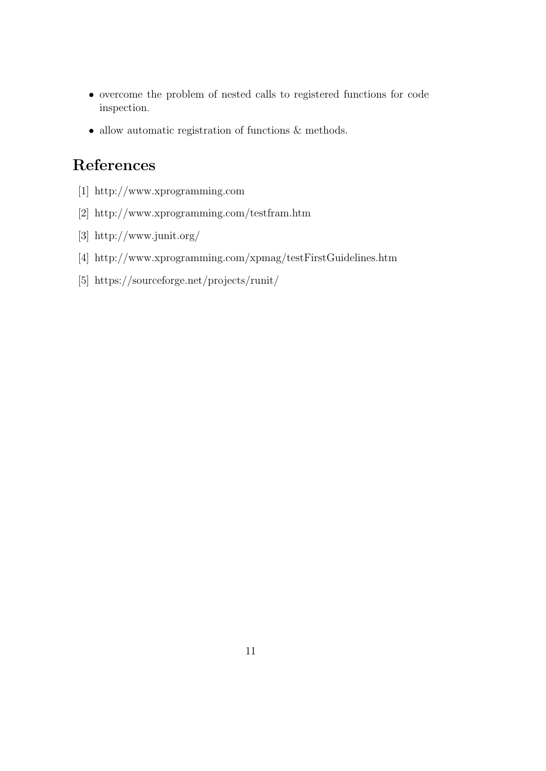- overcome the problem of nested calls to registered functions for code inspection.
- allow automatic registration of functions & methods.

## References

[1] http://www.xprogramming.com

[2] http://www.xprogramming.com/testfram.htm

[3] http://www.junit.org/

[4] http://www.xprogramming.com/xpmag/testFirstGuidelines.htm

[5] https://sourceforge.net/projects/runit/